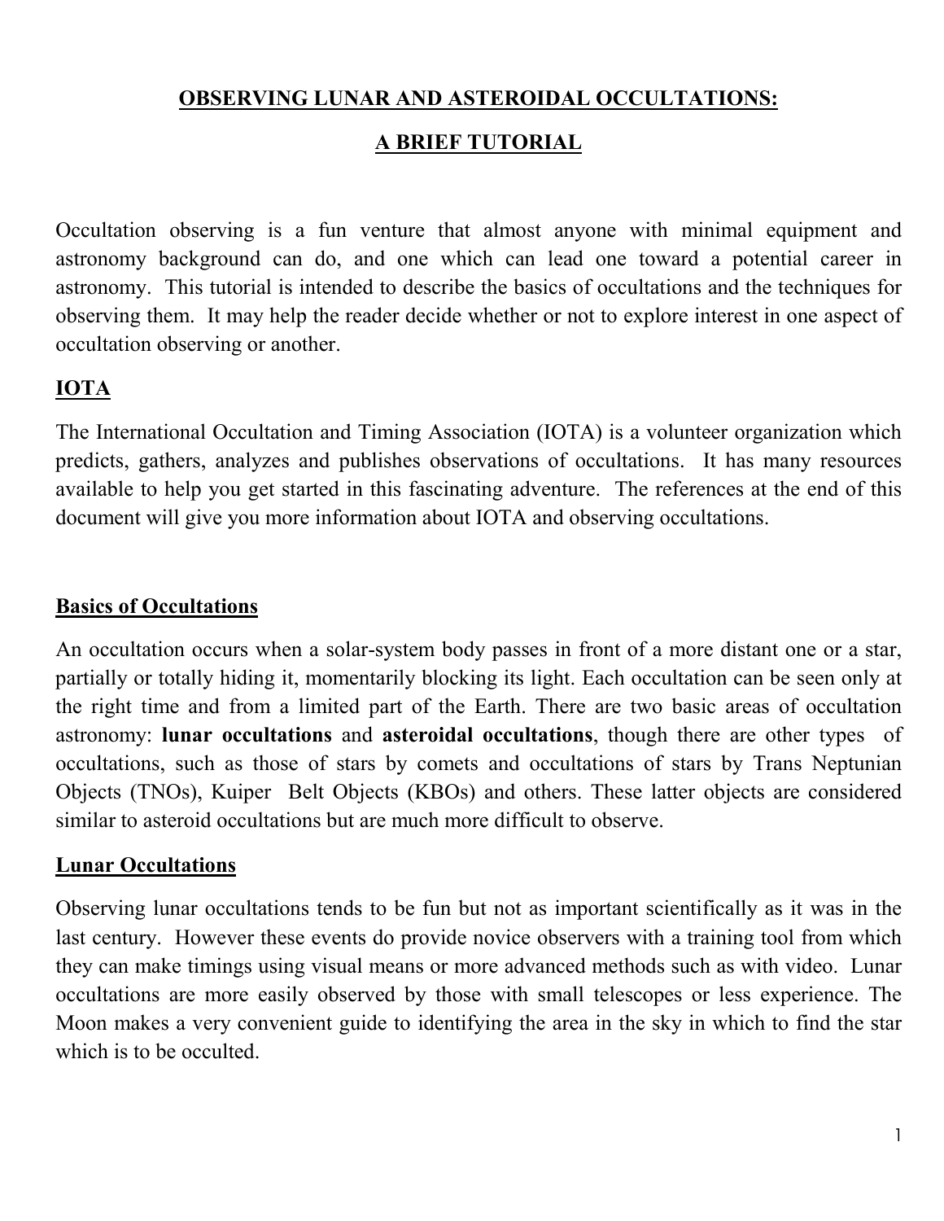# OBSERVING LUNAR AND ASTEROIDAL OCCULTATIONS:

# A BRIEF TUTORIAL

Occultation observing is a fun venture that almost anyone with minimal equipment and astronomy background can do, and one which can lead one toward a potential career in astronomy. This tutorial is intended to describe the basics of occultations and the techniques for observing them. It may help the reader decide whether or not to explore interest in one aspect of occultation observing or another.

## IOTA

The International Occultation and Timing Association (IOTA) is a volunteer organization which predicts, gathers, analyzes and publishes observations of occultations. It has many resources available to help you get started in this fascinating adventure. The references at the end of this document will give you more information about IOTA and observing occultations.

## Basics of Occultations

An occultation occurs when a solar-system body passes in front of a more distant one or a star, partially or totally hiding it, momentarily blocking its light. Each occultation can be seen only at the right time and from a limited part of the Earth. There are two basic areas of occultation astronomy: **lunar occultations** and **asteroidal occultations**, though there are other types of occultations, such as those of stars by comets and occultations of stars by Trans Neptunian Objects (TNOs), Kuiper Belt Objects (KBOs) and others. These latter objects are considered similar to asteroid occultations but are much more difficult to observe.

## Lunar Occultations

Observing lunar occultations tends to be fun but not as important scientifically as it was in the last century. However these events do provide novice observers with a training tool from which they can make timings using visual means or more advanced methods such as with video. Lunar occultations are more easily observed by those with small telescopes or less experience. The Moon makes a very convenient guide to identifying the area in the sky in which to find the star which is to be occulted.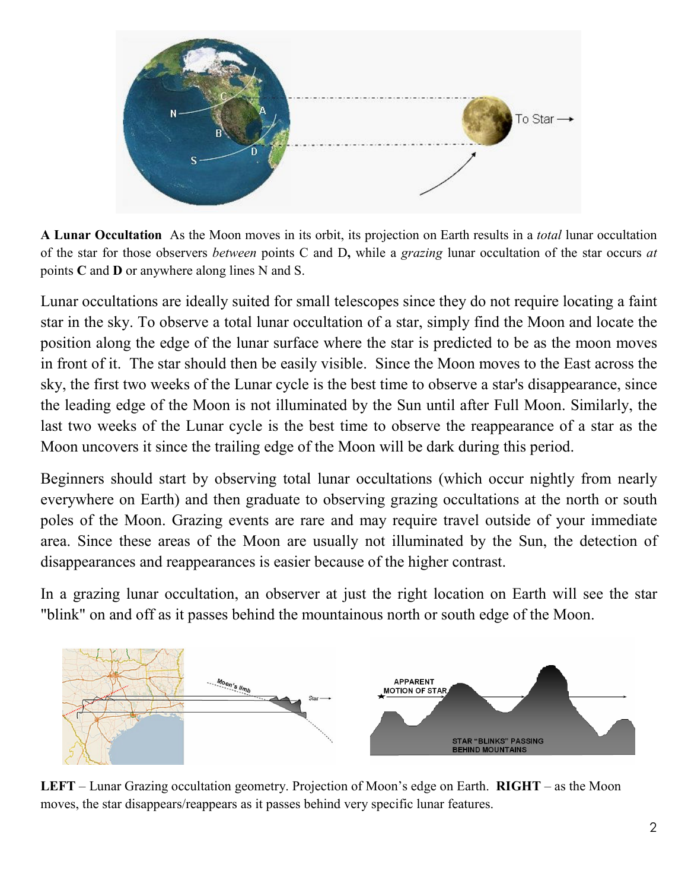**A Lunar Occultation** As the Moon moves in its orbit, its projection on Earth results in a *total* lunar occultation of the star for those observers *between* points C and D**,** while a *grazing* lunar occultation of the star occurs *at* points **C** and **D** or anywhere along lines N and S.

Lunar occultations are ideally suited for small telescopes since they do not require locating a faint star in the sky. To observe a total lunar occultation of a star, simply find the Moon and locate the position along the edge of the lunar surface where the star is predicted to be as the moon moves in front of it. The star should then be easily visible. Since the Moon moves to the East across the sky, the first two weeks of the Lunar cycle is the best time to observe a star's disappearance, since the leading edge of the Moon is not illuminated by the Sun until after Full Moon. Similarly, the last two weeks of the Lunar cycle is the best time to observe the reappearance of a star as the Moon uncovers it since the trailing edge of the Moon will be dark during this period.

Beginners should start by observing total lunar occultations (which occur nightly from nearly everywhere on Earth) and then graduate to observing grazing occultations at the north or south poles of the Moon. Grazing events are rare and may require travel outside of your immediate area. Since these areas of the Moon are usually not illuminated by the Sun, the detection of disappearances and reappearances is easier because of the higher contrast.

In a grazing lunar occultation, an observer at just the right location on Earth will see the star "blink" on and off as it passes behind the mountainous north or south edge of the Moon.

**LEFT** – Lunar Grazing occultation geometry. Projection of Moon's edge on Earth. **RIGHT** – as the Moon moves, the star disappears/reappears as it passes behind very specific lunar features.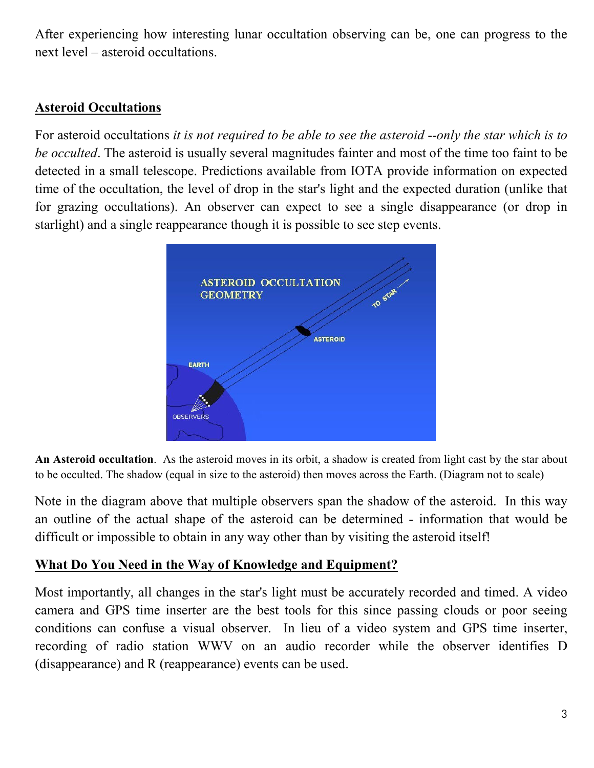After experiencing how interesting lunar occultation observing can be, one can progress to the next level – asteroid occultations.

## Asteroid Occultations

For asteroid occultations *it is not required to be able to see the asteroid --only the star which is to be occulted*. The asteroid is usually several magnitudes fainter and most of the time too faint to be detected in a small telescope. Predictions available from IOTA provide information on expected time of the occultation, the level of drop in the star's light and the expected duration (unlike that for grazing occultations). An observer can expect to see a single disappearance (or drop in starlight) and a single reappearance though it is possible to see step events.

**An Asteroid occultation**. As the asteroid moves in its orbit, a shadow is created from light cast by the star about to be occulted. The shadow (equal in size to the asteroid) then moves across the Earth. (Diagram not to scale)

Note in the diagram above that multiple observers span the shadow of the asteroid. In this way an outline of the actual shape of the asteroid can be determined - information that would be difficult or impossible to obtain in any way other than by visiting the asteroid itself!

## What Do You Need in the Way of Knowledge and Equipment?

Most importantly, all changes in the star's light must be accurately recorded and timed. A video camera and GPS time inserter are the best tools for this since passing clouds or poor seeing conditions can confuse a visual observer. In lieu of a video system and GPS time inserter, recording of radio station WWV on an audio recorder while the observer identifies D (disappearance) and R (reappearance) events can be used.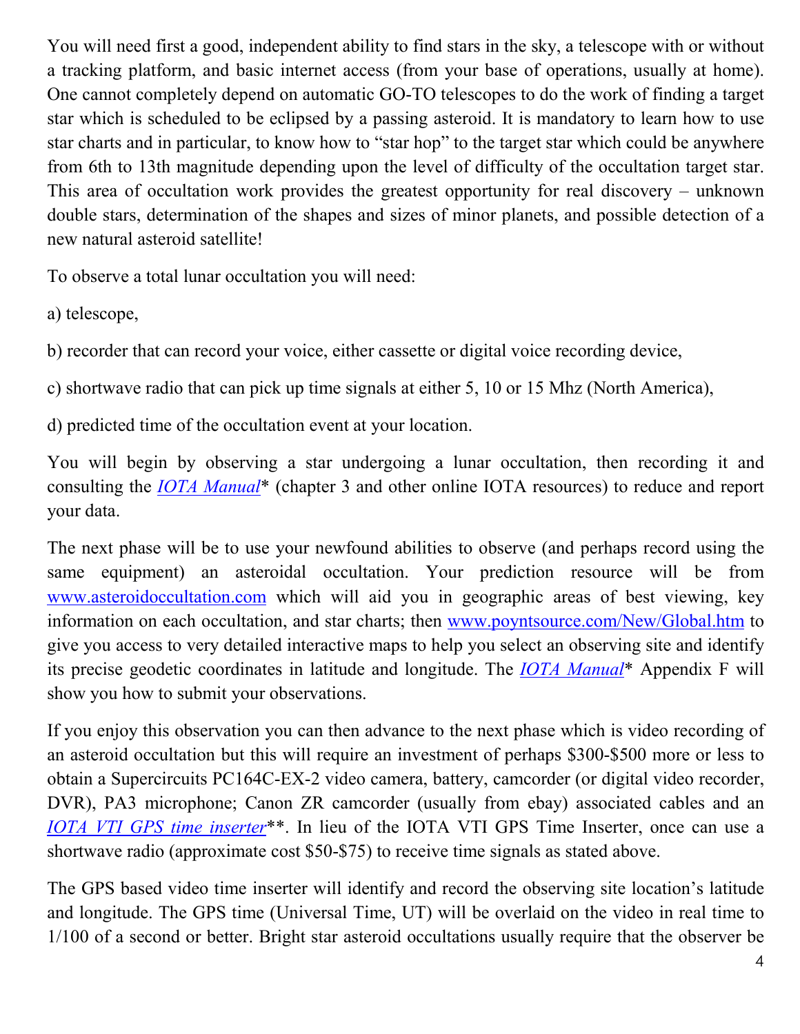You will need first a good, independent ability to find stars in the sky, a telescope with or without a tracking platform, and basic internet access (from your base of operations, usually at home). One cannot completely depend on automatic GO-TO telescopes to do the work of finding a target star which is scheduled to be eclipsed by a passing asteroid. It is mandatory to learn how to use star charts and in particular, to know how to "star hop" to the target star which could be anywhere from 6th to 13th magnitude depending upon the level of difficulty of the occultation target star. This area of occultation work provides the greatest opportunity for real discovery – unknown double stars, determination of the shapes and sizes of minor planets, and possible detection of a new natural asteroid satellite!

To observe a total lunar occultation you will need:

a) telescope,

b) recorder that can record your voice, either cassette or digital voice recording device,

c) shortwave radio that can pick up time signals at either 5, 10 or 15 Mhz (North America),

d) predicted time of the occultation event at your location.

You will begin by observing a star undergoing a lunar occultation, then recording it and consulting the *IOTA Manual** (chapter 3 and other online IOTA resources) to reduce and report your data.

The next phase will be to use your newfound abilities to observe (and perhaps record using the same equipment) an asteroidal occultation. Your prediction resource will be from www.asteroidoccultation.com which will aid you in geographic areas of best viewing, key information on each occultation, and star charts; then www.poyntsource.com/New/Global.htm to give you access to very detailed interactive maps to help you select an observing site and identify its precise geodetic coordinates in latitude and longitude. The *IOTA Manual** Appendix F will show you how to submit your observations.

If you enjoy this observation you can then advance to the next phase which is video recording of an asteroid occultation but this will require an investment of perhaps $300-$500 more or less to obtain a Supercircuits PC164C-EX-2 video camera, battery, camcorder (or digital video recorder, DVR), PA3 microphone; Canon ZR camcorder (usually from ebay) associated cables and an *IOTA VTI GPS time inserter***. In lieu of the IOTA VTI GPS Time Inserter, once can use a shortwave radio (approximate cost $50-$75) to receive time signals as stated above.

The GPS based video time inserter will identify and record the observing site location's latitude and longitude. The GPS time (Universal Time, UT) will be overlaid on the video in real time to 1/100 of a second or better. Bright star asteroid occultations usually require that the observer be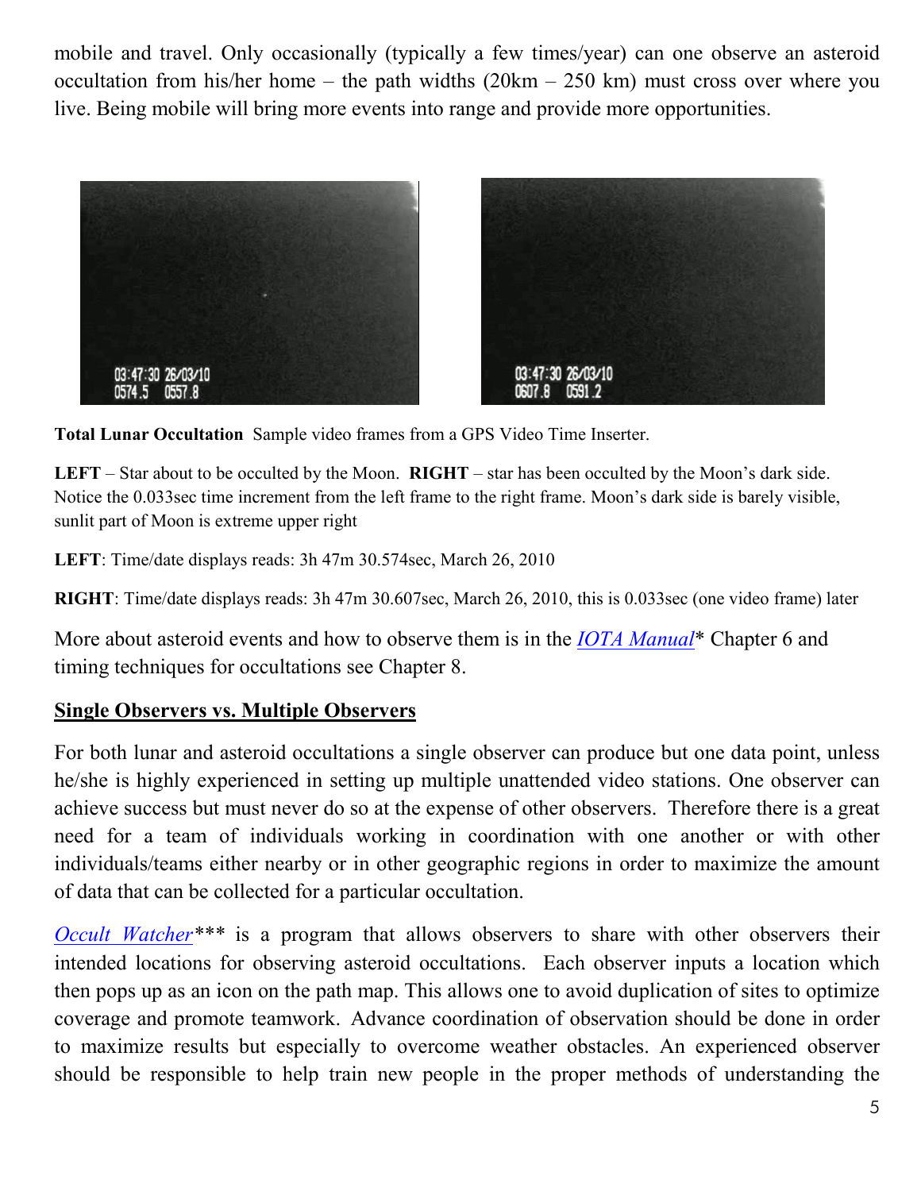mobile and travel. Only occasionally (typically a few times/year) can one observe an asteroid occultation from his/her home – the path widths (20km – 250 km) must cross over where you live. Being mobile will bring more events into range and provide more opportunities.

**Total Lunar Occultation** Sample video frames from a GPS Video Time Inserter.

**LEFT** – Star about to be occulted by the Moon. **RIGHT** – star has been occulted by the Moon's dark side. Notice the 0.033sec time increment from the left frame to the right frame. Moon's dark side is barely visible, sunlit part of Moon is extreme upper right

**LEFT**: Time/date displays reads: 3h 47m 30.574sec, March 26, 2010

**RIGHT**: Time/date displays reads: 3h 47m 30.607sec, March 26, 2010, this is 0.033sec (one video frame) later

More about asteroid events and how to observe them is in the *IOTA Manual** Chapter 6 and timing techniques for occultations see Chapter 8.

## Single Observers vs. Multiple Observers

For both lunar and asteroid occultations a single observer can produce but one data point, unless he/she is highly experienced in setting up multiple unattended video stations. One observer can achieve success but must never do so at the expense of other observers. Therefore there is a great need for a team of individuals working in coordination with one another or with other individuals/teams either nearby or in other geographic regions in order to maximize the amount of data that can be collected for a particular occultation.

*Occult Watcher**** is a program that allows observers to share with other observers their intended locations for observing asteroid occultations. Each observer inputs a location which then pops up as an icon on the path map. This allows one to avoid duplication of sites to optimize coverage and promote teamwork. Advance coordination of observation should be done in order to maximize results but especially to overcome weather obstacles. An experienced observer should be responsible to help train new people in the proper methods of understanding the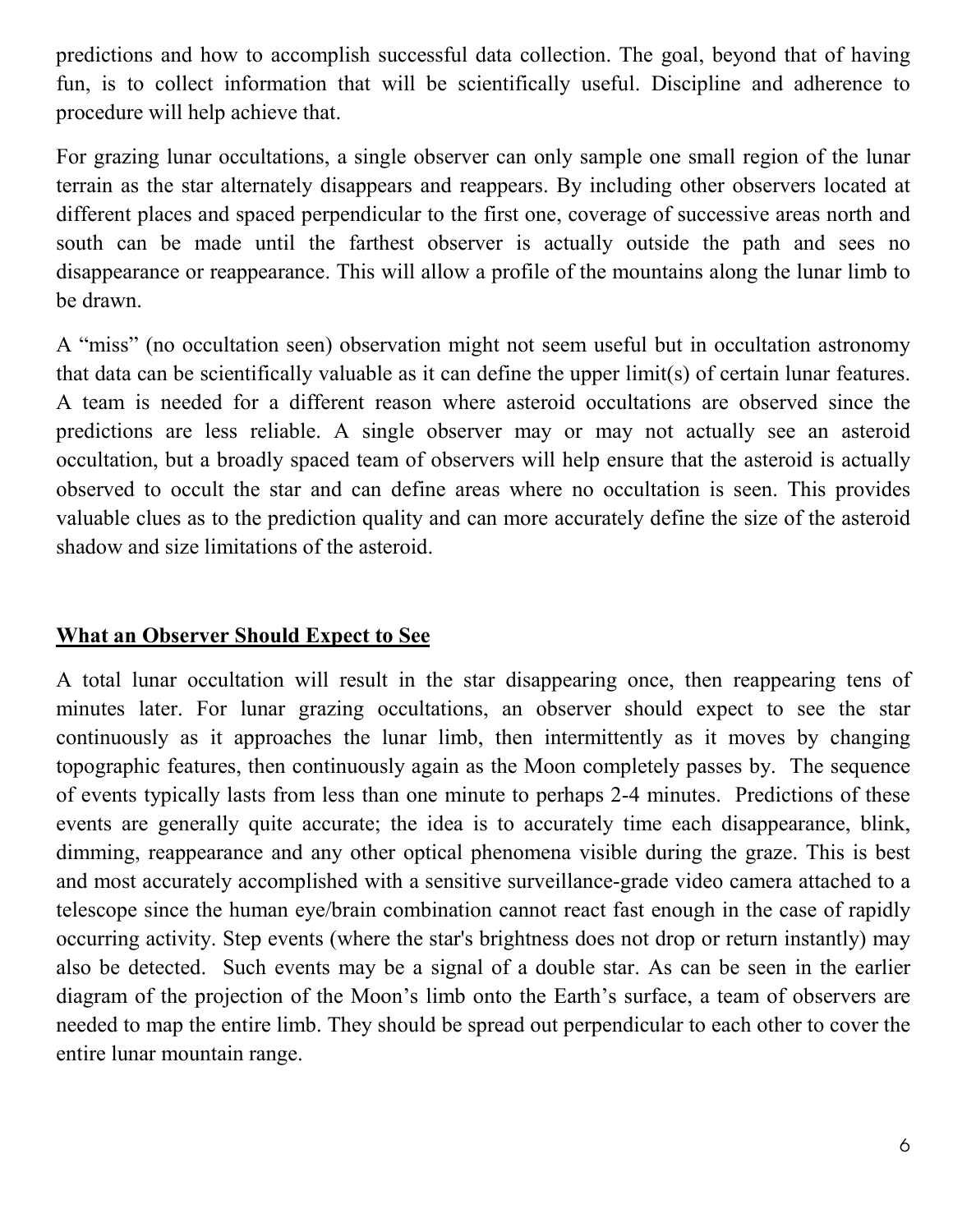predictions and how to accomplish successful data collection. The goal, beyond that of having fun, is to collect information that will be scientifically useful. Discipline and adherence to procedure will help achieve that.

For grazing lunar occultations, a single observer can only sample one small region of the lunar terrain as the star alternately disappears and reappears. By including other observers located at different places and spaced perpendicular to the first one, coverage of successive areas north and south can be made until the farthest observer is actually outside the path and sees no disappearance or reappearance. This will allow a profile of the mountains along the lunar limb to be drawn.

A "miss" (no occultation seen) observation might not seem useful but in occultation astronomy that data can be scientifically valuable as it can define the upper limit(s) of certain lunar features. A team is needed for a different reason where asteroid occultations are observed since the predictions are less reliable. A single observer may or may not actually see an asteroid occultation, but a broadly spaced team of observers will help ensure that the asteroid is actually observed to occult the star and can define areas where no occultation is seen. This provides valuable clues as to the prediction quality and can more accurately define the size of the asteroid shadow and size limitations of the asteroid.

## What an Observer Should Expect to See

A total lunar occultation will result in the star disappearing once, then reappearing tens of minutes later. For lunar grazing occultations, an observer should expect to see the star continuously as it approaches the lunar limb, then intermittently as it moves by changing topographic features, then continuously again as the Moon completely passes by. The sequence of events typically lasts from less than one minute to perhaps 2-4 minutes. Predictions of these events are generally quite accurate; the idea is to accurately time each disappearance, blink, dimming, reappearance and any other optical phenomena visible during the graze. This is best and most accurately accomplished with a sensitive surveillance-grade video camera attached to a telescope since the human eye/brain combination cannot react fast enough in the case of rapidly occurring activity. Step events (where the star's brightness does not drop or return instantly) may also be detected. Such events may be a signal of a double star. As can be seen in the earlier diagram of the projection of the Moon's limb onto the Earth's surface, a team of observers are needed to map the entire limb. They should be spread out perpendicular to each other to cover the entire lunar mountain range.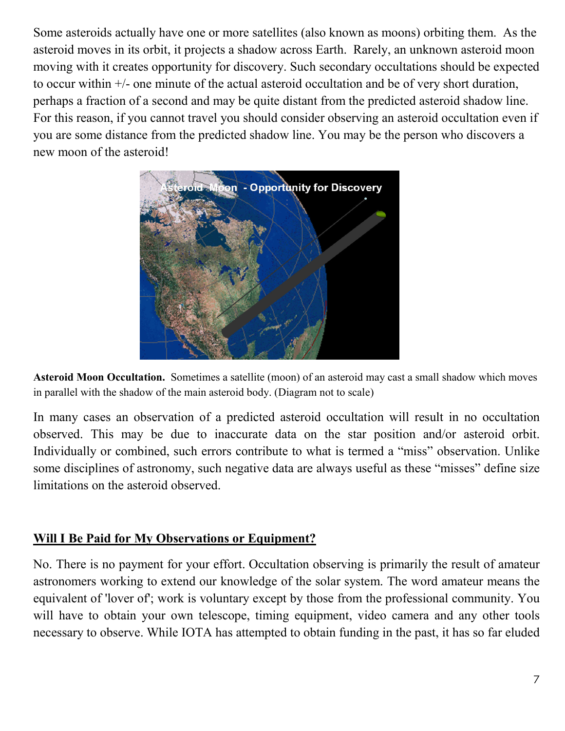Some asteroids actually have one or more satellites (also known as moons) orbiting them. As the asteroid moves in its orbit, it projects a shadow across Earth. Rarely, an unknown asteroid moon moving with it creates opportunity for discovery. Such secondary occultations should be expected to occur within +/- one minute of the actual asteroid occultation and be of very short duration, perhaps a fraction of a second and may be quite distant from the predicted asteroid shadow line. For this reason, if you cannot travel you should consider observing an asteroid occultation even if you are some distance from the predicted shadow line. You may be the person who discovers a new moon of the asteroid!

**Asteroid Moon Occultation.** Sometimes a satellite (moon) of an asteroid may cast a small shadow which moves in parallel with the shadow of the main asteroid body. (Diagram not to scale)

In many cases an observation of a predicted asteroid occultation will result in no occultation observed. This may be due to inaccurate data on the star position and/or asteroid orbit. Individually or combined, such errors contribute to what is termed a "miss" observation. Unlike some disciplines of astronomy, such negative data are always useful as these "misses" define size limitations on the asteroid observed.

## Will I Be Paid for My Observations or Equipment?

No. There is no payment for your effort. Occultation observing is primarily the result of amateur astronomers working to extend our knowledge of the solar system. The word amateur means the equivalent of 'lover of'; work is voluntary except by those from the professional community. You will have to obtain your own telescope, timing equipment, video camera and any other tools necessary to observe. While IOTA has attempted to obtain funding in the past, it has so far eluded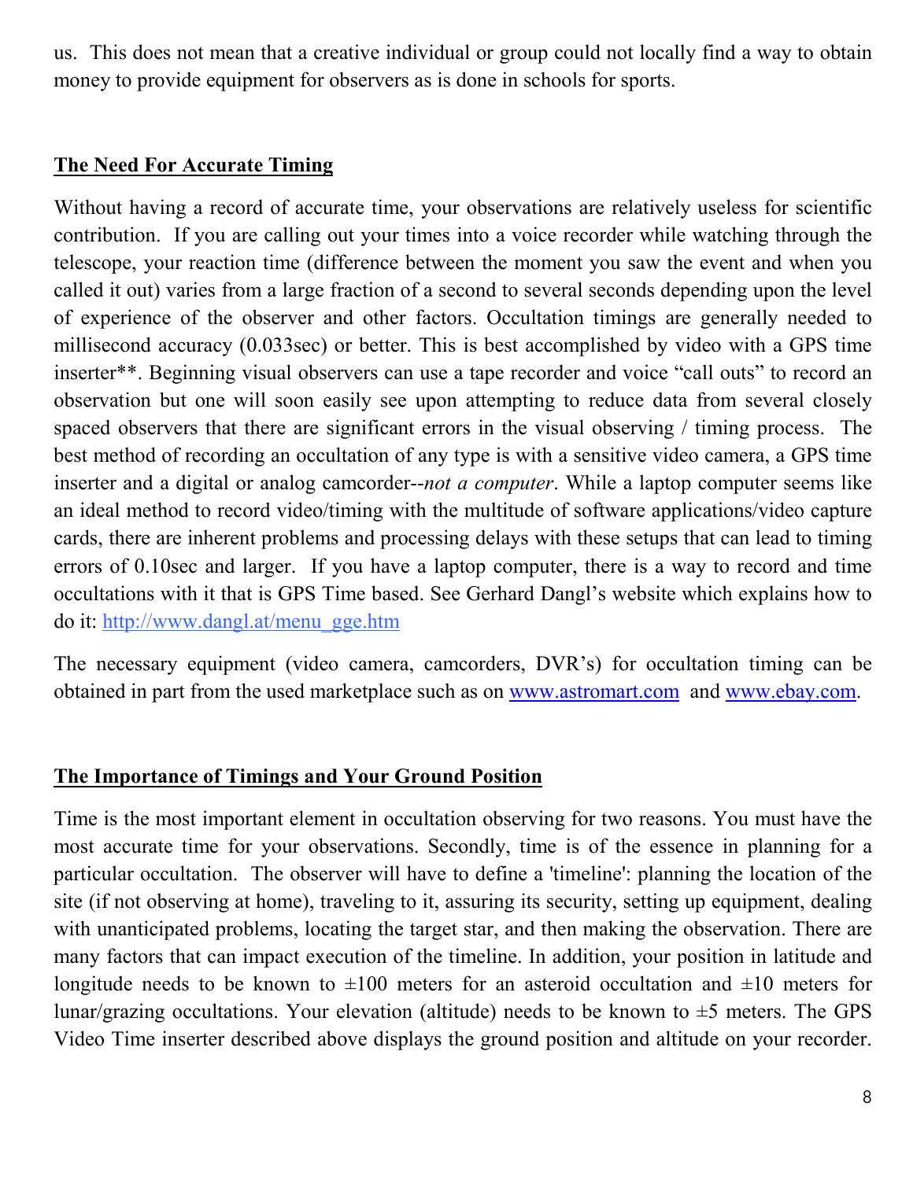us. This does not mean that a creative individual or group could not locally find a way to obtain money to provide equipment for observers as is done in schools for sports.

## **The Need For Accurate Timing**

Without having a record of accurate time, your observations are relatively useless for scientific contribution. If you are calling out your times into a voice recorder while watching through the telescope, your reaction time (difference between the moment you saw the event and when you called it out) varies from a large fraction of a second to several seconds depending upon the level of experience of the observer and other factors. Occultation timings are generally needed to millisecond accuracy (0.033sec) or better. This is best accomplished by video with a GPS time inserter**. Beginning visual observers can use a tape recorder and voice "call outs" to record an observation but one will soon easily see upon attempting to reduce data from several closely spaced observers that there are significant errors in the visual observing / timing process. The best method of recording an occultation of any type is with a sensitive video camera, a GPS time inserter and a digital or analog camcorder--*not a computer*. While a laptop computer seems like an ideal method to record video/timing with the multitude of software applications/video capture cards, there are inherent problems and processing delays with these setups that can lead to timing errors of 0.10sec and larger. If you have a laptop computer, there is a way to record and time occultations with it that is GPS Time based. See Gerhard Dangl's website which explains how to do it: http://www.dangl.at/menu_gge.htm

The necessary equipment (video camera, camcorders, DVR's) for occultation timing can be obtained in part from the used marketplace such as on www.astromart.com and www.ebay.com.

## **The Importance of Timings and Your Ground Position**

Time is the most important element in occultation observing for two reasons. You must have the most accurate time for your observations. Secondly, time is of the essence in planning for a particular occultation. The observer will have to define a 'timeline': planning the location of the site (if not observing at home), traveling to it, assuring its security, setting up equipment, dealing with unanticipated problems, locating the target star, and then making the observation. There are many factors that can impact execution of the timeline. In addition, your position in latitude and longitude needs to be known to ±100 meters for an asteroid occultation and ±10 meters for lunar/grazing occultations. Your elevation (altitude) needs to be known to ±5 meters. The GPS Video Time inserter described above displays the ground position and altitude on your recorder.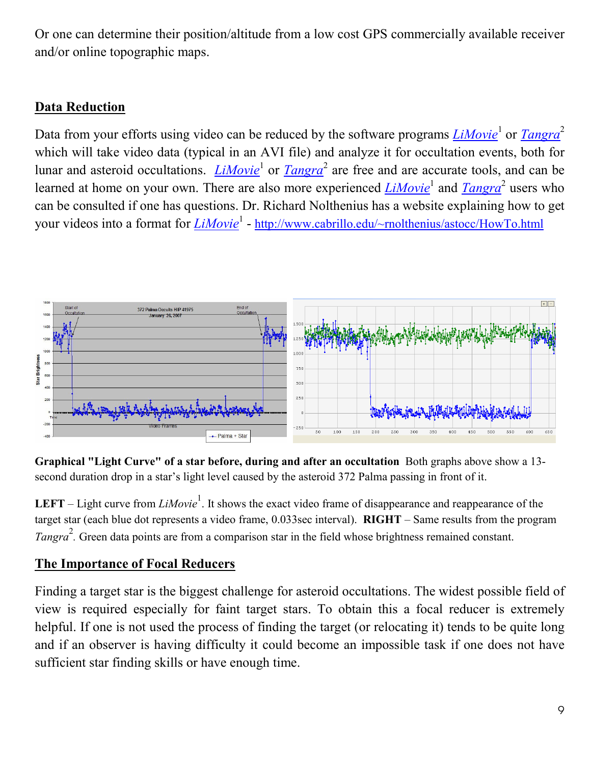Or one can determine their position/altitude from a low cost GPS commercially available receiver and/or online topographic maps.

## Data Reduction

Data from your efforts using video can be reduced by the software programs *LiMovie*[1] or *Tangra*[2] which will take video data (typical in an AVI file) and analyze it for occultation events, both for lunar and asteroid occultations. *LiMovie*[1] or *Tangra*[2] are free and are accurate tools, and can be learned at home on your own. There are also more experienced *LiMovie*[1] and *Tangra*[2] users who can be consulted if one has questions. Dr. Richard Nolthenius has a website explaining how to get your videos into a format for *LiMovie*[1] - http://www.cabrillo.edu/~rnolthenius/astocc/HowTo.html

**Graphical "Light Curve" of a star before, during and after an occultation** Both graphs above show a 13-second duration drop in a star's light level caused by the asteroid 372 Palma passing in front of it.

**LEFT** – Light curve from *LiMovie*[1]. It shows the exact video frame of disappearance and reappearance of the target star (each blue dot represents a video frame, 0.033sec interval). **RIGHT** – Same results from the program *Tangra*[2]. Green data points are from a comparison star in the field whose brightness remained constant.

## The Importance of Focal Reducers

Finding a target star is the biggest challenge for asteroid occultations. The widest possible field of view is required especially for faint target stars. To obtain this a focal reducer is extremely helpful. If one is not used the process of finding the target (or relocating it) tends to be quite long and if an observer is having difficulty it could become an impossible task if one does not have sufficient star finding skills or have enough time.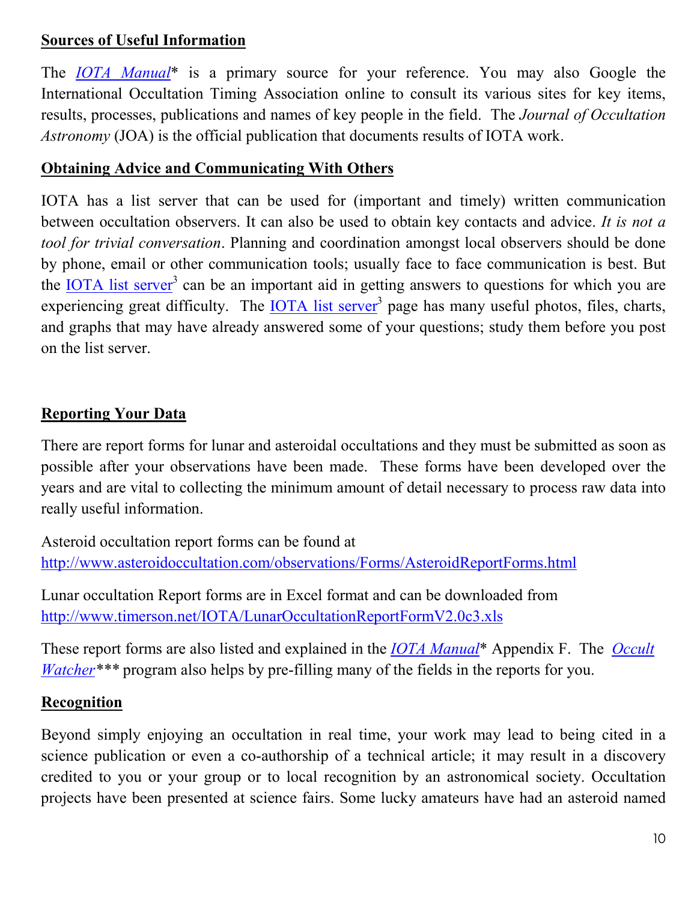## Sources of Useful Information

The *IOTA Manual** is a primary source for your reference. You may also Google the International Occultation Timing Association online to consult its various sites for key items, results, processes, publications and names of key people in the field. The *Journal of Occultation Astronomy* (JOA) is the official publication that documents results of IOTA work.

## Obtaining Advice and Communicating With Others

IOTA has a list server that can be used for (important and timely) written communication between occultation observers. It can also be used to obtain key contacts and advice. *It is not a tool for trivial conversation*. Planning and coordination amongst local observers should be done by phone, email or other communication tools; usually face to face communication is best. But the IOTA list server[3] can be an important aid in getting answers to questions for which you are experiencing great difficulty. The IOTA list server[3] page has many useful photos, files, charts, and graphs that may have already answered some of your questions; study them before you post on the list server.

## Reporting Your Data

There are report forms for lunar and asteroidal occultations and they must be submitted as soon as possible after your observations have been made. These forms have been developed over the years and are vital to collecting the minimum amount of detail necessary to process raw data into really useful information.

Asteroid occultation report forms can be found at
http://www.asteroidoccultation.com/observations/Forms/AsteroidReportForms.html

Lunar occultation Report forms are in Excel format and can be downloaded from
http://www.timerson.net/IOTA/LunarOccultationReportFormV2.0c3.xls

These report forms are also listed and explained in the *IOTA Manual** Appendix F. The *Occult Watcher**** program also helps by pre-filling many of the fields in the reports for you.

## Recognition

Beyond simply enjoying an occultation in real time, your work may lead to being cited in a science publication or even a co-authorship of a technical article; it may result in a discovery credited to you or your group or to local recognition by an astronomical society. Occultation projects have been presented at science fairs. Some lucky amateurs have had an asteroid named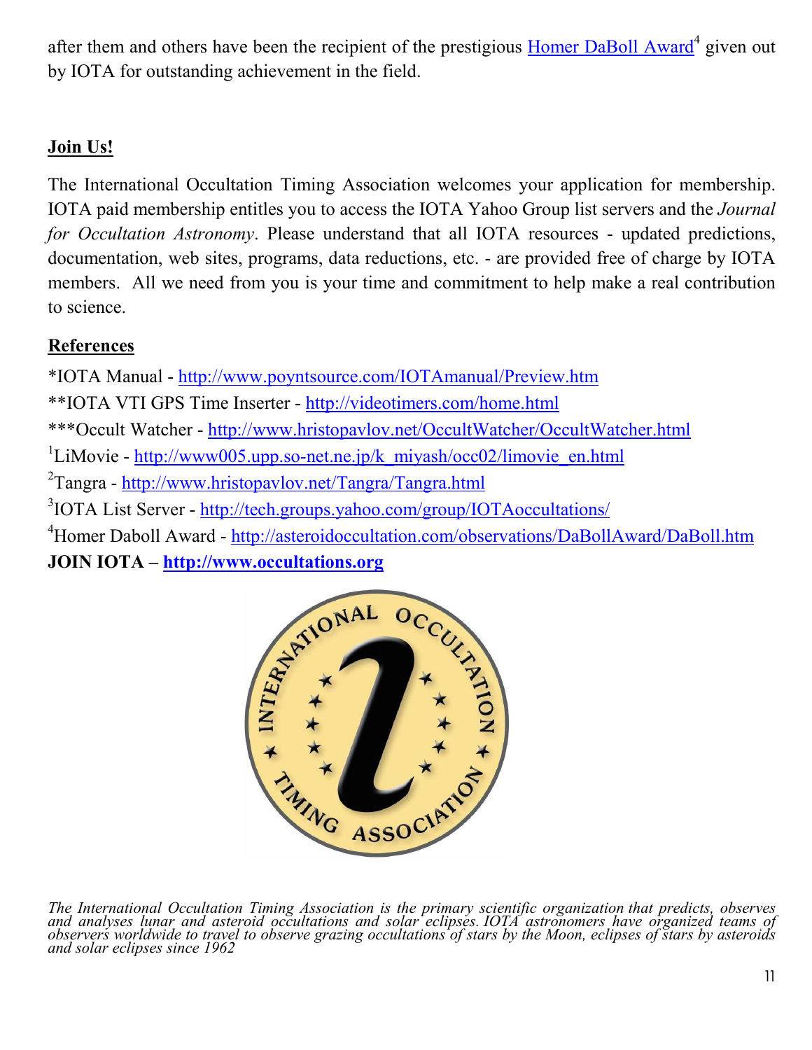after them and others have been the recipient of the prestigious Homer DaBoll Award[4] given out by IOTA for outstanding achievement in the field.

## Join Us!

The International Occultation Timing Association welcomes your application for membership. IOTA paid membership entitles you to access the IOTA Yahoo Group list servers and the *Journal for Occultation Astronomy*. Please understand that all IOTA resources - updated predictions, documentation, web sites, programs, data reductions, etc. - are provided free of charge by IOTA members. All we need from you is your time and commitment to help make a real contribution to science.

## References

*IOTA Manual - http://www.poyntsource.com/IOTAmanual/Preview.htm

**IOTA VTI GPS Time Inserter - http://videotimers.com/home.html

***Occult Watcher - http://www.hristopavlov.net/OccultWatcher/OccultWatcher.html

[1]LiMovie - http://www005.upp.so-net.ne.jp/k_miyash/occ02/limovie_en.html

[2]Tangra - http://www.hristopavlov.net/Tangra/Tangra.html

[3]IOTA List Server - http://tech.groups.yahoo.com/group/IOTAoccultations/

[4]Homer Daboll Award - http://asteroidoccultation.com/observations/DaBollAward/DaBoll.htm

**JOIN IOTA – http://www.occultations.org**

INTERNATIONAL OCCULTATION TIMING ASSOCIATION

*The International Occultation Timing Association is the primary scientific organization that predicts, observes and analyses lunar and asteroid occultations and solar eclipses. IOTA astronomers have organized teams of observers worldwide to travel to observe grazing occultations of stars by the Moon, eclipses of stars by asteroids and solar eclipses since 1962*